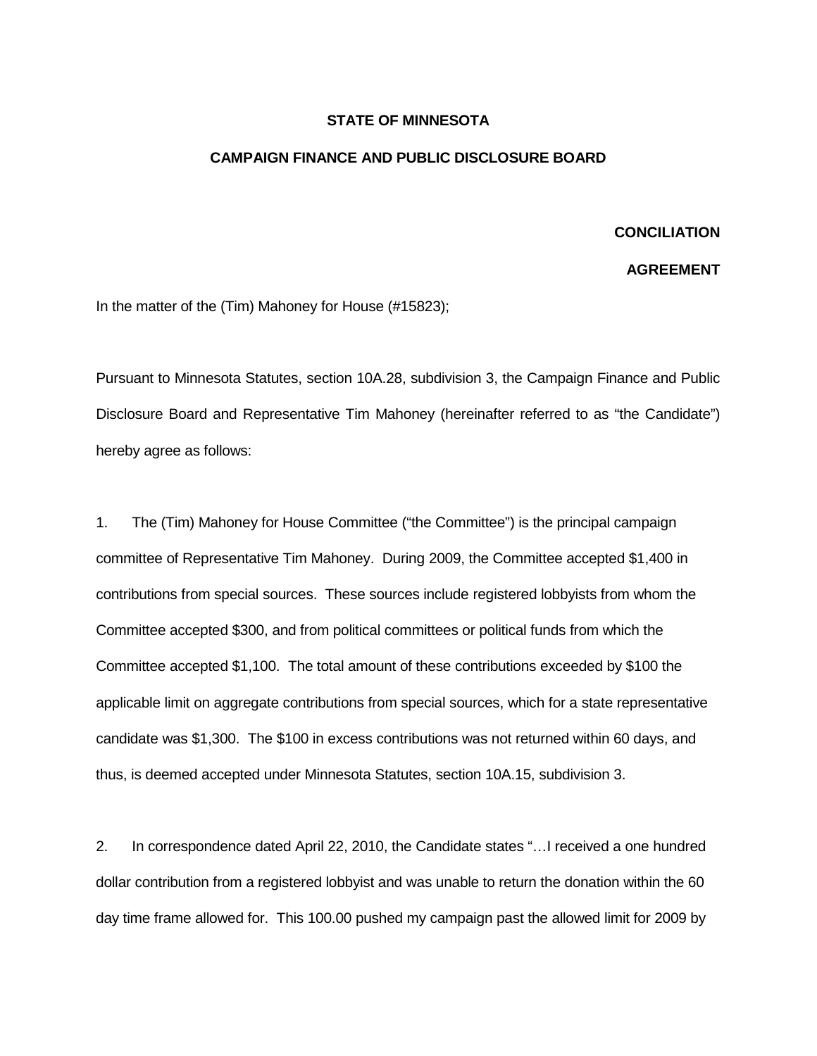**STATE OF MINNESOTA**

**CAMPAIGN FINANCE AND PUBLIC DISCLOSURE BOARD**

**CONCILIATION**

**AGREEMENT**

In the matter of the (Tim) Mahoney for House (#15823);

Pursuant to Minnesota Statutes, section 10A.28, subdivision 3, the Campaign Finance and Public Disclosure Board and Representative Tim Mahoney (hereinafter referred to as "the Candidate") hereby agree as follows:

1. The (Tim) Mahoney for House Committee ("the Committee") is the principal campaign committee of Representative Tim Mahoney. During 2009, the Committee accepted $1,400 in contributions from special sources. These sources include registered lobbyists from whom the Committee accepted $300, and from political committees or political funds from which the Committee accepted $1,100. The total amount of these contributions exceeded by $100 the applicable limit on aggregate contributions from special sources, which for a state representative candidate was $1,300. The $100 in excess contributions was not returned within 60 days, and thus, is deemed accepted under Minnesota Statutes, section 10A.15, subdivision 3.

2. In correspondence dated April 22, 2010, the Candidate states "…I received a one hundred dollar contribution from a registered lobbyist and was unable to return the donation within the 60 day time frame allowed for. This 100.00 pushed my campaign past the allowed limit for 2009 by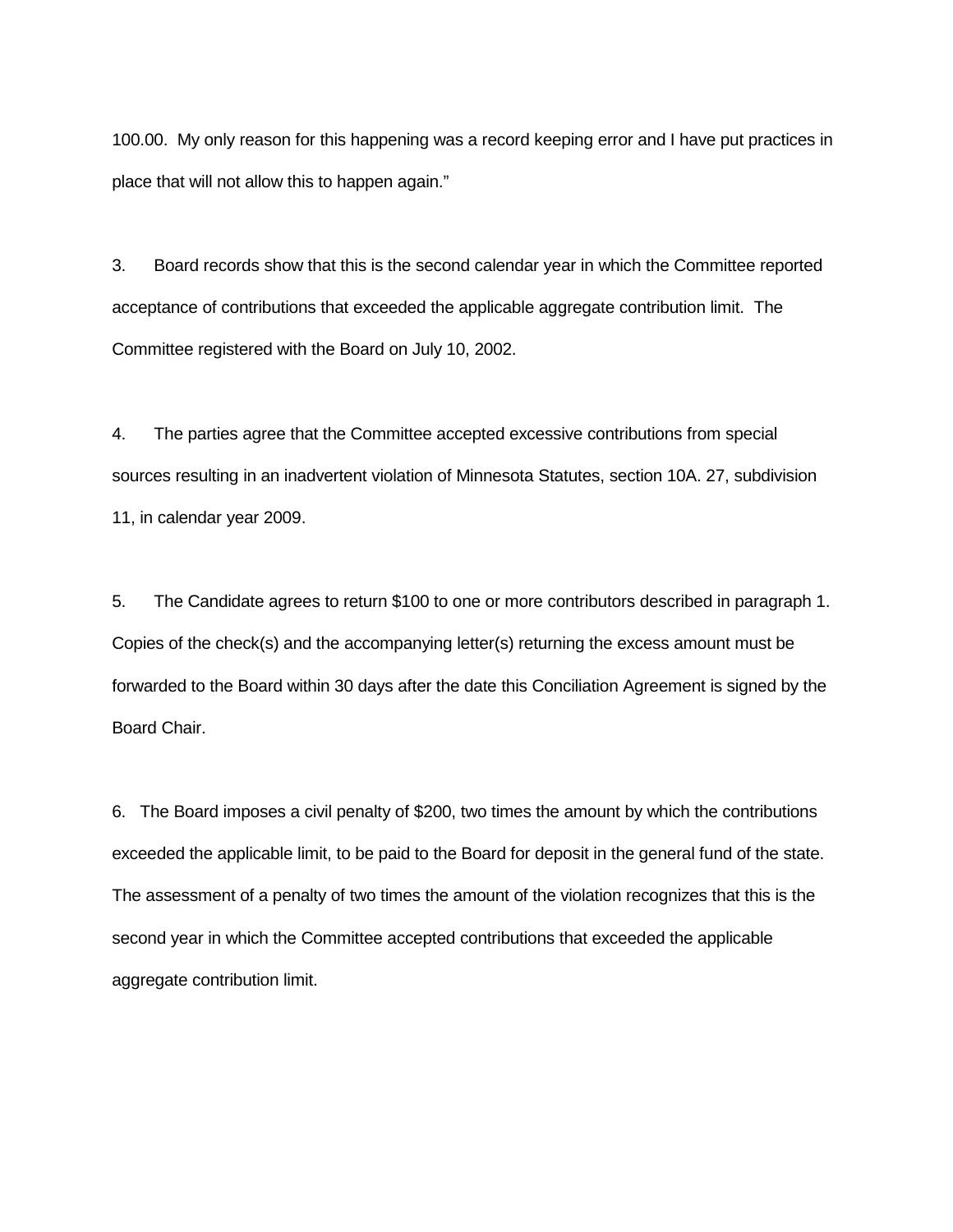100.00. My only reason for this happening was a record keeping error and I have put practices in place that will not allow this to happen again."

3. Board records show that this is the second calendar year in which the Committee reported acceptance of contributions that exceeded the applicable aggregate contribution limit. The Committee registered with the Board on July 10, 2002.

4. The parties agree that the Committee accepted excessive contributions from special sources resulting in an inadvertent violation of Minnesota Statutes, section 10A. 27, subdivision 11, in calendar year 2009.

5. The Candidate agrees to return $100 to one or more contributors described in paragraph 1. Copies of the check(s) and the accompanying letter(s) returning the excess amount must be forwarded to the Board within 30 days after the date this Conciliation Agreement is signed by the Board Chair.

6. The Board imposes a civil penalty of $200, two times the amount by which the contributions exceeded the applicable limit, to be paid to the Board for deposit in the general fund of the state. The assessment of a penalty of two times the amount of the violation recognizes that this is the second year in which the Committee accepted contributions that exceeded the applicable aggregate contribution limit.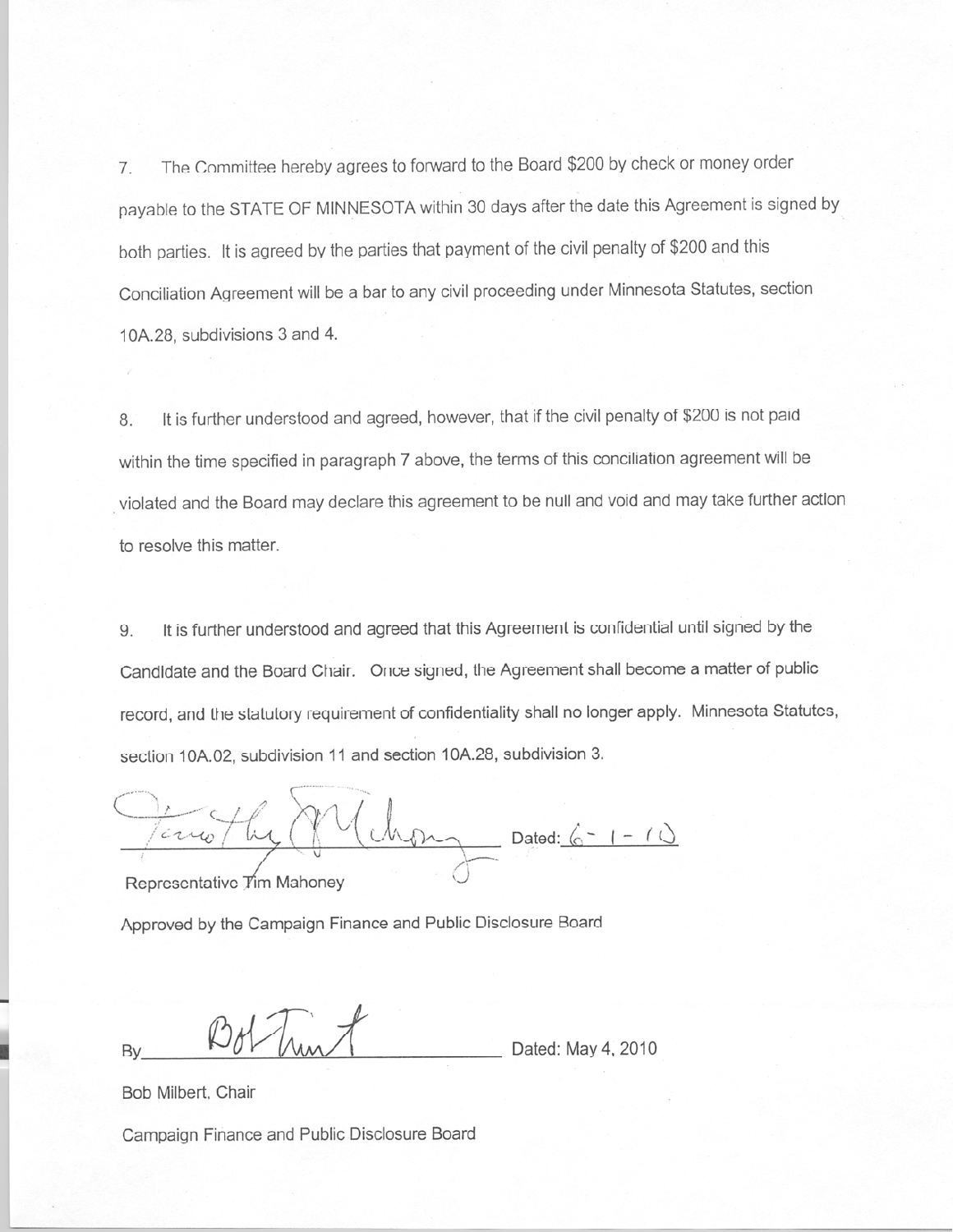7. The Committee hereby agrees to forward to the Board $200 by check or money order payable to the STATE OF MINNESOTA within 30 days after the date this Agreement is signed by both parties. It is agreed by the parties that payment of the civil penalty of $200 and this Conciliation Agreement will be a bar to any civil proceeding under Minnesota Statutes, section 10A.28, subdivisions 3 and 4.

8. It is further understood and agreed, however, that if the civil penalty of $200 is not paid within the time specified in paragraph 7 above, the terms of this conciliation agreement will be violated and the Board may declare this agreement to be null and void and may take further action to resolve this matter.

9. It is further understood and agreed that this Agreement is confidential until signed by the Candidate and the Board Chair. Once signed, the Agreement shall become a matter of public record, and the statutory requirement of confidentiality shall no longer apply. Minnesota Statutes, section 10A.02, subdivision 11 and section 10A.28, subdivision 3.

_______________________ Dated: 6-1-10

Representative Tim Mahoney

Approved by the Campaign Finance and Public Disclosure Board

By_______________________ Dated: May 4, 2010

Bob Milbert, Chair

Campaign Finance and Public Disclosure Board